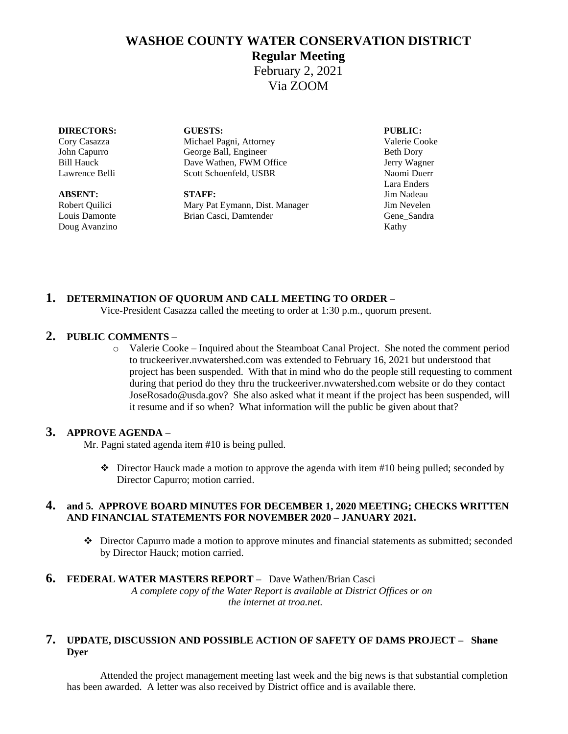# WASHOE COUNTY WATER CONSERVATION DISTRICT

## Regular Meeting

February 2, 2021

Via ZOOM

| DIRECTORS: | GUESTS: | PUBLIC: |
|---|---|---|
| Cory Casazza | Michael Pagni, Attorney | Valerie Cooke |
| John Capurro | George Ball, Engineer | Beth Dory |
| Bill Hauck | Dave Wathen, FWM Office | Jerry Wagner |
| Lawrence Belli | Scott Schoenfeld, USBR | Naomi Duerr |
| | | Lara Enders |
| **ABSENT:** | **STAFF:** | Jim Nadeau |
| Robert Quilici | Mary Pat Eymann, Dist. Manager | Jim Nevelen |
| Louis Damonte | Brian Casci, Damtender | Gene_Sandra |
| Doug Avanzino | | Kathy |

## 1. DETERMINATION OF QUORUM AND CALL MEETING TO ORDER –

Vice-President Casazza called the meeting to order at 1:30 p.m., quorum present.

## 2. PUBLIC COMMENTS –

- Valerie Cooke – Inquired about the Steamboat Canal Project. She noted the comment period to truckeeriver.nvwatershed.com was extended to February 16, 2021 but understood that project has been suspended. With that in mind who do the people still requesting to comment during that period do they thru the truckeeriver.nvwatershed.com website or do they contact JoseRosado@usda.gov? She also asked what it meant if the project has been suspended, will it resume and if so when? What information will the public be given about that?

## 3. APPROVE AGENDA –

Mr. Pagni stated agenda item #10 is being pulled.

- Director Hauck made a motion to approve the agenda with item #10 being pulled; seconded by Director Capurro; motion carried.

## 4. and 5. APPROVE BOARD MINUTES FOR DECEMBER 1, 2020 MEETING; CHECKS WRITTEN AND FINANCIAL STATEMENTS FOR NOVEMBER 2020 – JANUARY 2021.

- Director Capurro made a motion to approve minutes and financial statements as submitted; seconded by Director Hauck; motion carried.

## 6. FEDERAL WATER MASTERS REPORT – Dave Wathen/Brian Casci

*A complete copy of the Water Report is available at District Offices or on the internet at troa.net.*

## 7. UPDATE, DISCUSSION AND POSSIBLE ACTION OF SAFETY OF DAMS PROJECT – Shane Dyer

Attended the project management meeting last week and the big news is that substantial completion has been awarded. A letter was also received by District office and is available there.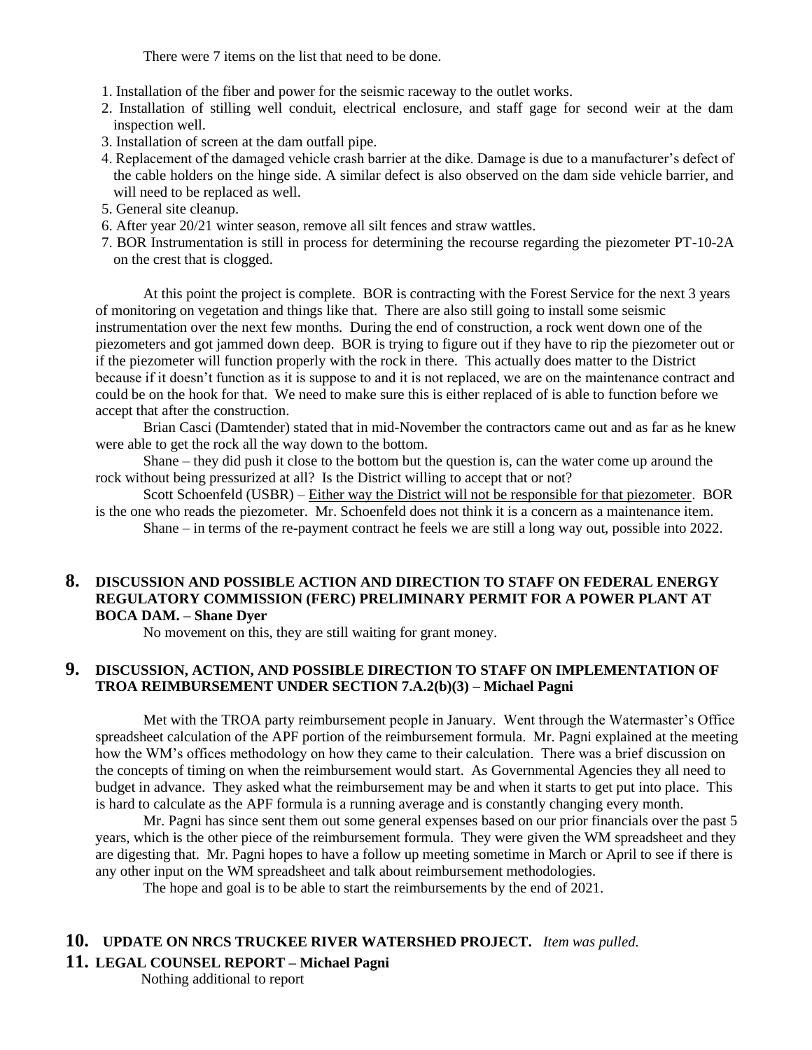There were 7 items on the list that need to be done.

1. Installation of the fiber and power for the seismic raceway to the outlet works.
2. Installation of stilling well conduit, electrical enclosure, and staff gage for second weir at the dam inspection well.
3. Installation of screen at the dam outfall pipe.
4. Replacement of the damaged vehicle crash barrier at the dike. Damage is due to a manufacturer's defect of the cable holders on the hinge side. A similar defect is also observed on the dam side vehicle barrier, and will need to be replaced as well.
5. General site cleanup.
6. After year 20/21 winter season, remove all silt fences and straw wattles.
7. BOR Instrumentation is still in process for determining the recourse regarding the piezometer PT-10-2A on the crest that is clogged.

At this point the project is complete. BOR is contracting with the Forest Service for the next 3 years of monitoring on vegetation and things like that. There are also still going to install some seismic instrumentation over the next few months. During the end of construction, a rock went down one of the piezometers and got jammed down deep. BOR is trying to figure out if they have to rip the piezometer out or if the piezometer will function properly with the rock in there. This actually does matter to the District because if it doesn't function as it is suppose to and it is not replaced, we are on the maintenance contract and could be on the hook for that. We need to make sure this is either replaced of is able to function before we accept that after the construction.

Brian Casci (Damtender) stated that in mid-November the contractors came out and as far as he knew were able to get the rock all the way down to the bottom.

Shane – they did push it close to the bottom but the question is, can the water come up around the rock without being pressurized at all? Is the District willing to accept that or not?

Scott Schoenfeld (USBR) – <u>Either way the District will not be responsible for that piezometer</u>. BOR is the one who reads the piezometer. Mr. Schoenfeld does not think it is a concern as a maintenance item.

Shane – in terms of the re-payment contract he feels we are still a long way out, possible into 2022.

## 8. DISCUSSION AND POSSIBLE ACTION AND DIRECTION TO STAFF ON FEDERAL ENERGY REGULATORY COMMISSION (FERC) PRELIMINARY PERMIT FOR A POWER PLANT AT BOCA DAM. – Shane Dyer

No movement on this, they are still waiting for grant money.

## 9. DISCUSSION, ACTION, AND POSSIBLE DIRECTION TO STAFF ON IMPLEMENTATION OF TROA REIMBURSEMENT UNDER SECTION 7.A.2(b)(3) – Michael Pagni

Met with the TROA party reimbursement people in January. Went through the Watermaster's Office spreadsheet calculation of the APF portion of the reimbursement formula. Mr. Pagni explained at the meeting how the WM's offices methodology on how they came to their calculation. There was a brief discussion on the concepts of timing on when the reimbursement would start. As Governmental Agencies they all need to budget in advance. They asked what the reimbursement may be and when it starts to get put into place. This is hard to calculate as the APF formula is a running average and is constantly changing every month.

Mr. Pagni has since sent them out some general expenses based on our prior financials over the past 5 years, which is the other piece of the reimbursement formula. They were given the WM spreadsheet and they are digesting that. Mr. Pagni hopes to have a follow up meeting sometime in March or April to see if there is any other input on the WM spreadsheet and talk about reimbursement methodologies.

The hope and goal is to be able to start the reimbursements by the end of 2021.

## 10. UPDATE ON NRCS TRUCKEE RIVER WATERSHED PROJECT. *Item was pulled.*

## 11. LEGAL COUNSEL REPORT – Michael Pagni

Nothing additional to report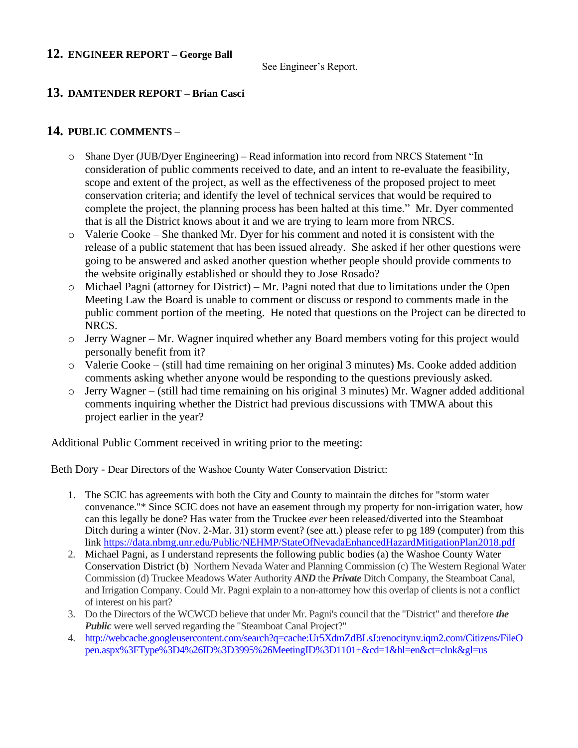## 12. ENGINEER REPORT – George Ball

See Engineer's Report.

## 13. DAMTENDER REPORT – Brian Casci

## 14. PUBLIC COMMENTS –

- Shane Dyer (JUB/Dyer Engineering) – Read information into record from NRCS Statement "In consideration of public comments received to date, and an intent to re-evaluate the feasibility, scope and extent of the project, as well as the effectiveness of the proposed project to meet conservation criteria; and identify the level of technical services that would be required to complete the project, the planning process has been halted at this time." Mr. Dyer commented that is all the District knows about it and we are trying to learn more from NRCS.
- Valerie Cooke – She thanked Mr. Dyer for his comment and noted it is consistent with the release of a public statement that has been issued already. She asked if her other questions were going to be answered and asked another question whether people should provide comments to the website originally established or should they to Jose Rosado?
- Michael Pagni (attorney for District) – Mr. Pagni noted that due to limitations under the Open Meeting Law the Board is unable to comment or discuss or respond to comments made in the public comment portion of the meeting. He noted that questions on the Project can be directed to NRCS.
- Jerry Wagner – Mr. Wagner inquired whether any Board members voting for this project would personally benefit from it?
- Valerie Cooke – (still had time remaining on her original 3 minutes) Ms. Cooke added addition comments asking whether anyone would be responding to the questions previously asked.
- Jerry Wagner – (still had time remaining on his original 3 minutes) Mr. Wagner added additional comments inquiring whether the District had previous discussions with TMWA about this project earlier in the year?

Additional Public Comment received in writing prior to the meeting:

Beth Dory - Dear Directors of the Washoe County Water Conservation District:

1. The SCIC has agreements with both the City and County to maintain the ditches for "storm water convenance."* Since SCIC does not have an easement through my property for non-irrigation water, how can this legally be done? Has water from the Truckee *ever* been released/diverted into the Steamboat Ditch during a winter (Nov. 2-Mar. 31) storm event? (see att.) please refer to pg 189 (computer) from this link https://data.nbmg.unr.edu/Public/NEHMP/StateOfNevadaEnhancedHazardMitigationPlan2018.pdf
2. Michael Pagni, as I understand represents the following public bodies (a) the Washoe County Water Conservation District (b) Northern Nevada Water and Planning Commission (c) The Western Regional Water Commission (d) Truckee Meadows Water Authority ***AND*** the ***Private*** Ditch Company, the Steamboat Canal, and Irrigation Company. Could Mr. Pagni explain to a non-attorney how this overlap of clients is not a conflict of interest on his part?
3. Do the Directors of the WCWCD believe that under Mr. Pagni's council that the "District" and therefore ***the Public*** were well served regarding the "Steamboat Canal Project?"
4. http://webcache.googleusercontent.com/search?q=cache:Ur5XdmZdBLsJ:renocitynv.iqm2.com/Citizens/FileOpen.aspx%3FType%3D4%26ID%3D3995%26MeetingID%3D1101+&cd=1&hl=en&ct=clnk&gl=us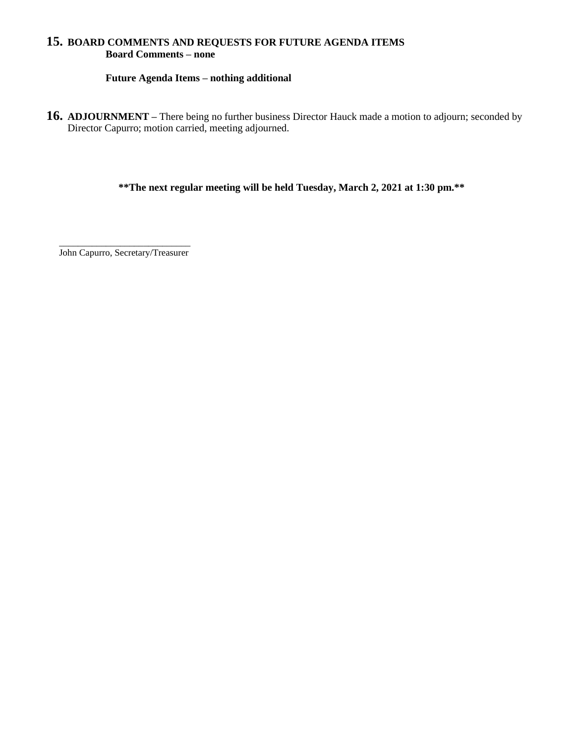**15. BOARD COMMENTS AND REQUESTS FOR FUTURE AGENDA ITEMS**

**Board Comments – none**

**Future Agenda Items – nothing additional**

**16. ADJOURNMENT –** There being no further business Director Hauck made a motion to adjourn; seconded by Director Capurro; motion carried, meeting adjourned.

**\*\*The next regular meeting will be held Tuesday, March 2, 2021 at 1:30 pm.\*\***

\_\_\_\_\_\_\_\_\_\_\_\_\_\_\_\_\_\_\_\_\_\_\_\_\_\_\_\_

John Capurro, Secretary/Treasurer